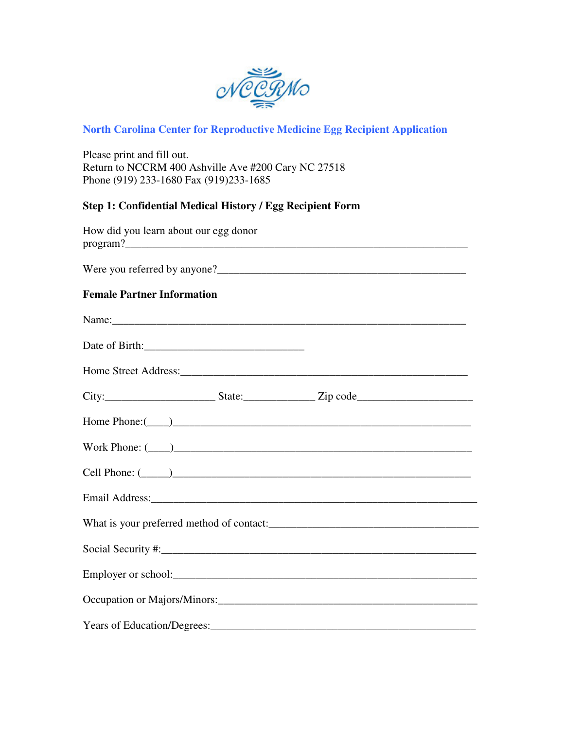NCCRM

## North Carolina Center for Reproductive Medicine Egg Recipient Application

Please print and fill out.
Return to NCCRM 400 Ashville Ave #200 Cary NC 27518
Phone (919) 233-1680 Fax (919)233-1685

### Step 1: Confidential Medical History / Egg Recipient Form

How did you learn about our egg donor program?_______________________________________________________________

Were you referred by anyone?_______________________________________________

### Female Partner Information

Name:_________________________________________________________________

Date of Birth:_____________________________

Home Street Address:_____________________________________________________

City:____________________ State:_____________ Zip code_____________________

Home Phone:(____)_______________________________________________________

Work Phone: (____)_______________________________________________________

Cell Phone: (_____)______________________________________________________

Email Address:__________________________________________________________

What is your preferred method of contact:_____________________________________

Social Security #:_________________________________________________________

Employer or school:_______________________________________________________

Occupation or Majors/Minors:_______________________________________________

Years of Education/Degrees:________________________________________________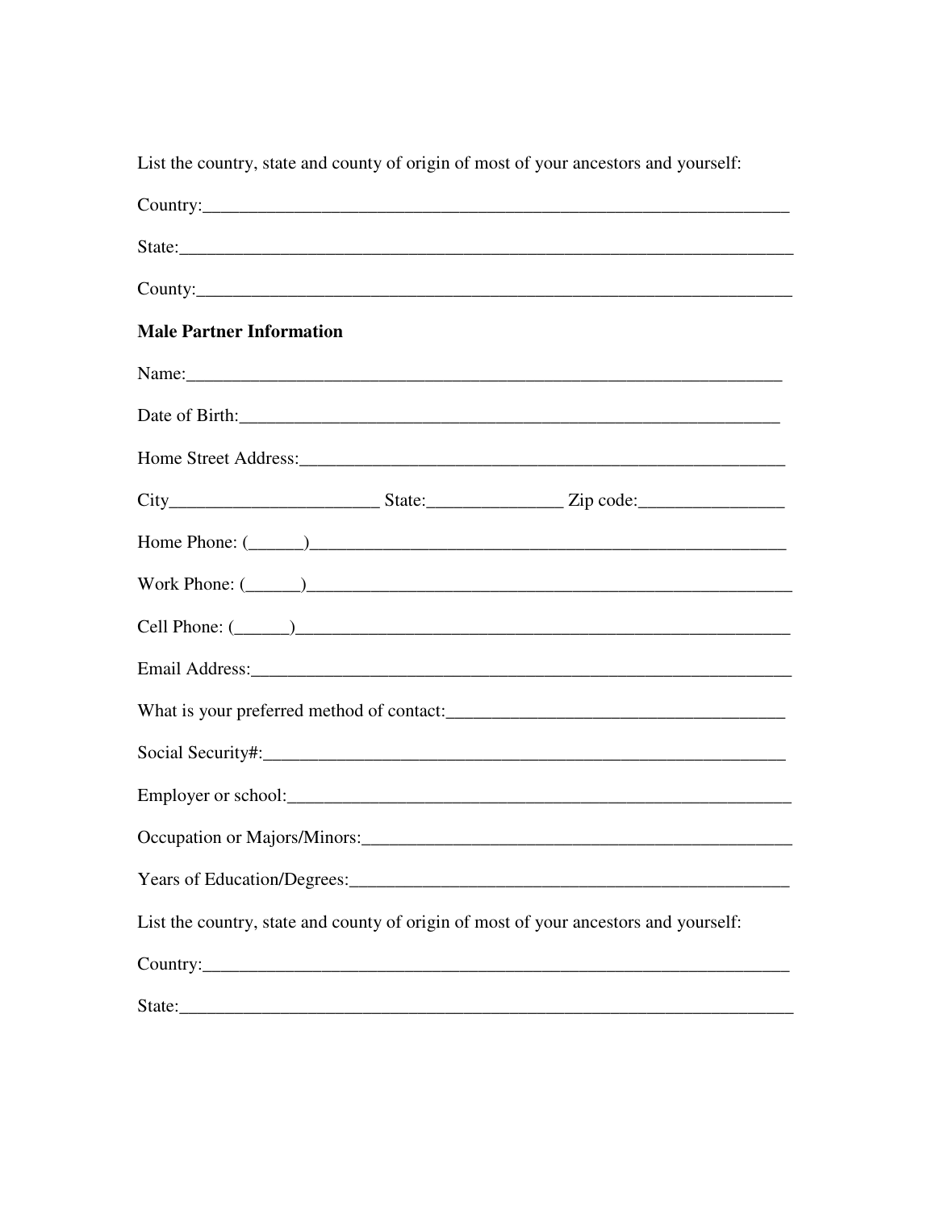List the country, state and county of origin of most of your ancestors and yourself:

Country:_________________________________________________________________

State:___________________________________________________________________

County:__________________________________________________________________

**Male Partner Information**

Name:__________________________________________________________________

Date of Birth:____________________________________________________________

Home Street Address:_____________________________________________________

City______________________ State:______________ Zip code:________________

Home Phone: (______)_____________________________________________________

Work Phone: (______)______________________________________________________

Cell Phone: (______)_______________________________________________________

Email Address:___________________________________________________________

What is your preferred method of contact:____________________________________

Social Security#:__________________________________________________________

Employer or school:_______________________________________________________

Occupation or Majors/Minors:_______________________________________________

Years of Education/Degrees:________________________________________________

List the country, state and county of origin of most of your ancestors and yourself:

Country:_________________________________________________________________

State:___________________________________________________________________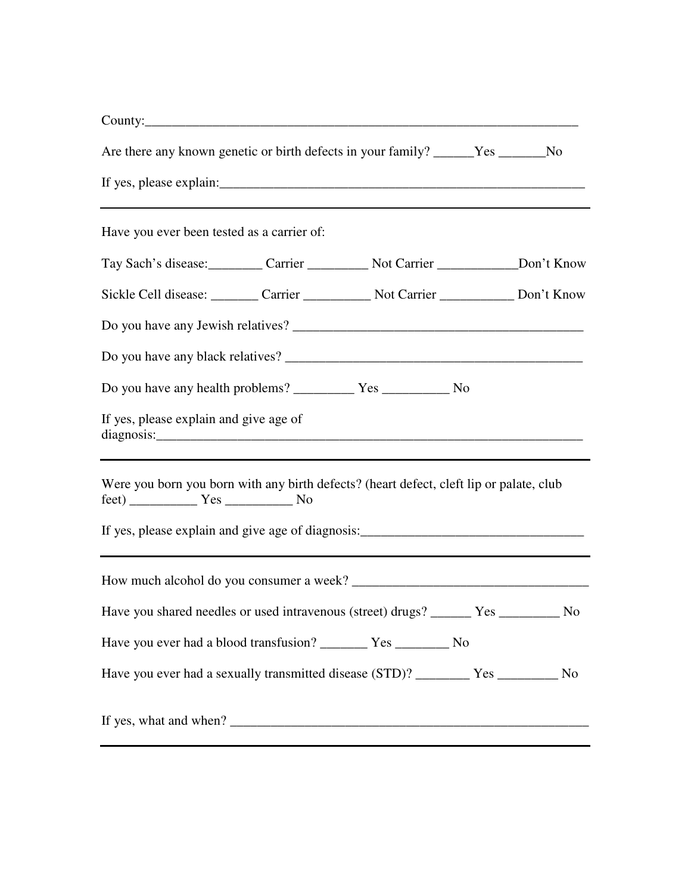County:_____________________________________________________________________

Are there any known genetic or birth defects in your family? ______Yes _______No

If yes, please explain:_________________________________________________________

---

Have you ever been tested as a carrier of:

Tay Sach's disease:________ Carrier _________ Not Carrier ____________Don't Know

Sickle Cell disease: _______ Carrier __________ Not Carrier ___________ Don't Know

Do you have any Jewish relatives? ____________________________________________

Do you have any black relatives? _____________________________________________

Do you have any health problems? _________ Yes __________ No

If yes, please explain and give age of diagnosis:_________________________________________________________________

---

Were you born you born with any birth defects? (heart defect, cleft lip or palate, club feet) __________ Yes __________ No

If yes, please explain and give age of diagnosis:_________________________________

---

How much alcohol do you consumer a week? ___________________________________

Have you shared needles or used intravenous (street) drugs? ______ Yes _________ No

Have you ever had a blood transfusion? _______ Yes ________ No

Have you ever had a sexually transmitted disease (STD)? ________ Yes _________ No

If yes, what and when? _______________________________________________________

---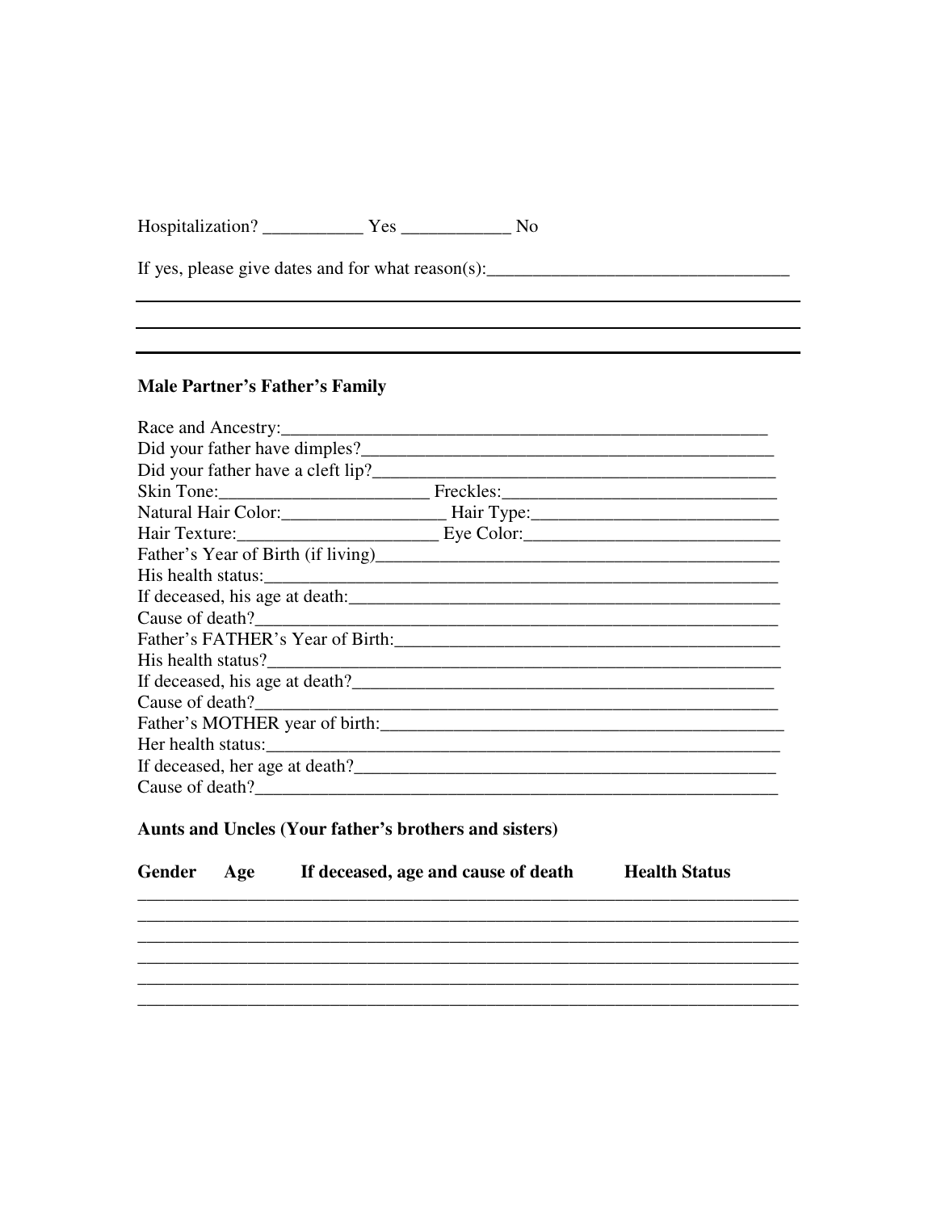Hospitalization? ___________ Yes ____________ No

If yes, please give dates and for what reason(s):_________________________________

_________________________________________________________________________

_________________________________________________________________________

_________________________________________________________________________

**Male Partner's Father's Family**

Race and Ancestry:_______________________________________________________
Did your father have dimples?_______________________________________________
Did your father have a cleft lip?_____________________________________________
Skin Tone:_______________________ Freckles:______________________________
Natural Hair Color:__________________ Hair Type:___________________________
Hair Texture:______________________ Eye Color:____________________________
Father's Year of Birth (if living)_____________________________________________
His health status:_________________________________________________________
If deceased, his age at death:_______________________________________________
Cause of death?___________________________________________________________
Father's FATHER's Year of Birth:____________________________________________
His health status?_________________________________________________________
If deceased, his age at death?_______________________________________________
Cause of death?___________________________________________________________
Father's MOTHER year of birth:_____________________________________________
Her health status:_________________________________________________________
If deceased, her age at death?_______________________________________________
Cause of death?___________________________________________________________

**Aunts and Uncles (Your father's brothers and sisters)**

| Gender | Age | If deceased, age and cause of death | Health Status |
| --- | --- | --- | --- |
| | | | |
| | | | |
| | | | |
| | | | |
| | | | |
| | | | |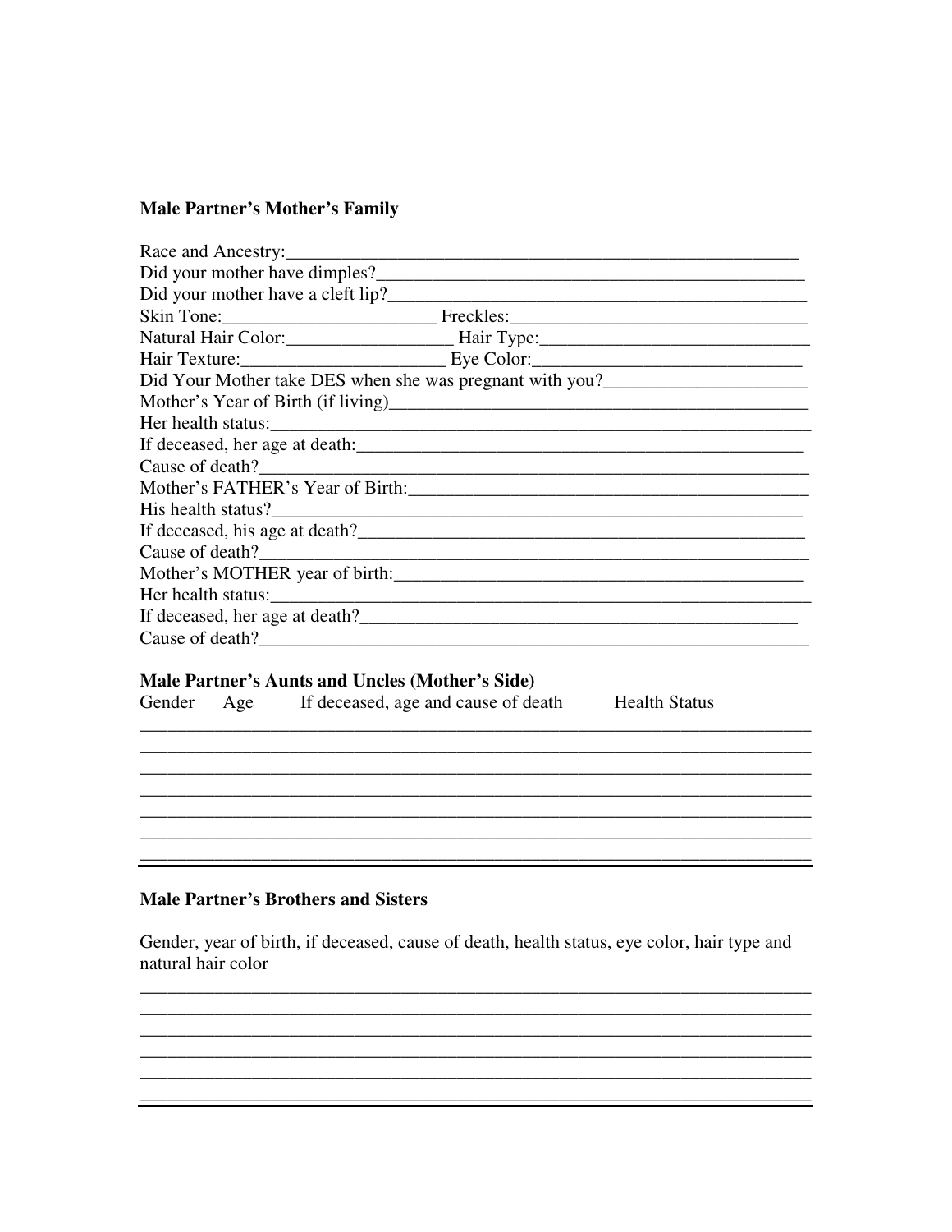**Male Partner's Mother's Family**

Race and Ancestry:_______________________________________________________
Did your mother have dimples?_______________________________________________
Did your mother have a cleft lip?_____________________________________________
Skin Tone:_______________________ Freckles:__________________________________
Natural Hair Color:__________________ Hair Type:_____________________________
Hair Texture:______________________ Eye Color:_____________________________
Did Your Mother take DES when she was pregnant with you?______________________
Mother's Year of Birth (if living)_____________________________________________
Her health status:_________________________________________________________
If deceased, her age at death:_______________________________________________
Cause of death?___________________________________________________________
Mother's FATHER's Year of Birth:____________________________________________
His health status?_________________________________________________________
If deceased, his age at death?_______________________________________________
Cause of death?___________________________________________________________
Mother's MOTHER year of birth:_____________________________________________
Her health status:_________________________________________________________
If deceased, her age at death?_______________________________________________
Cause of death?___________________________________________________________

**Male Partner's Aunts and Uncles (Mother's Side)**

| Gender | Age | If deceased, age and cause of death | Health Status |
|---|---|---|---|
| | | | |
| | | | |
| | | | |
| | | | |
| | | | |
| | | | |
| | | | |

**Male Partner's Brothers and Sisters**

Gender, year of birth, if deceased, cause of death, health status, eye color, hair type and natural hair color

_________________________________________________________________________
_________________________________________________________________________
_________________________________________________________________________
_________________________________________________________________________
_________________________________________________________________________
_________________________________________________________________________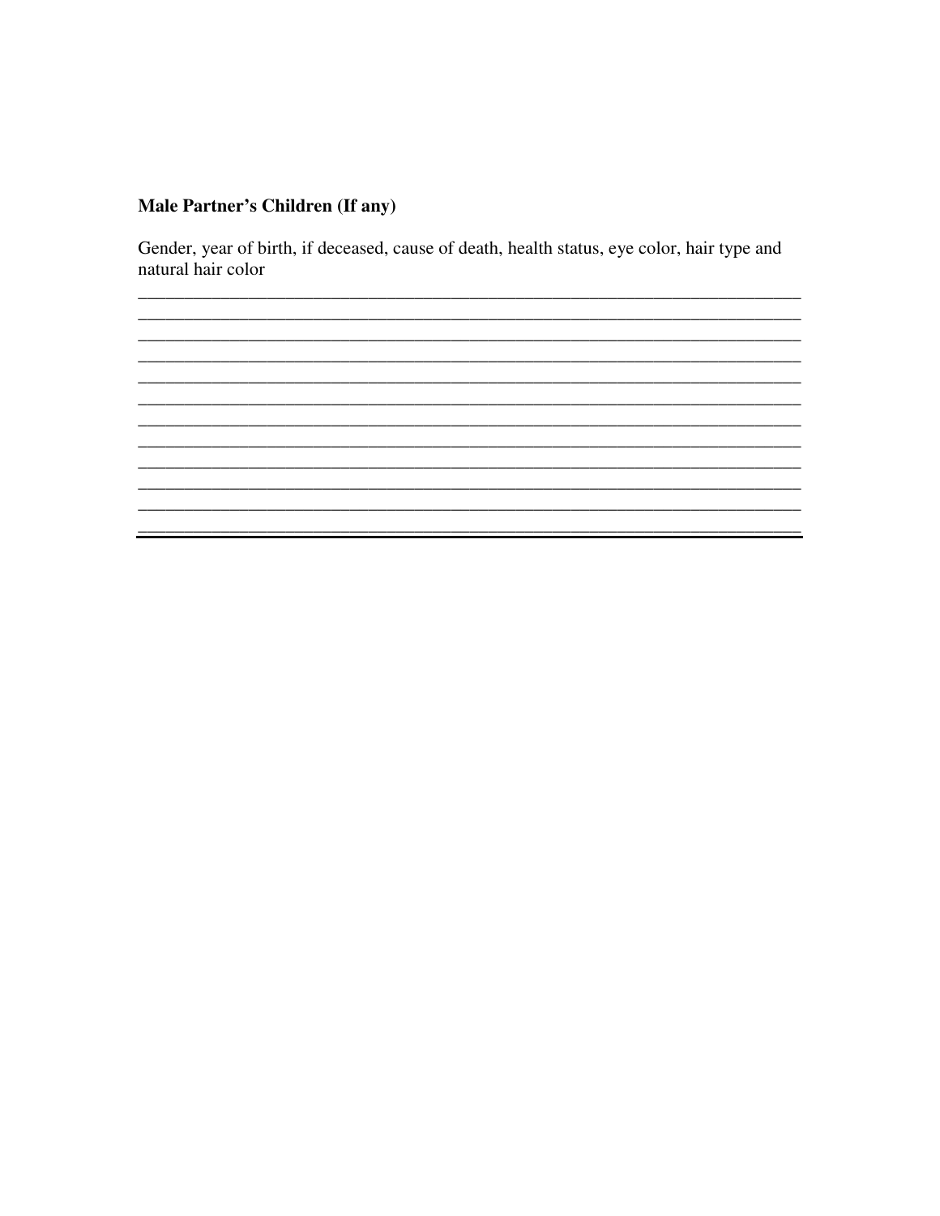**Male Partner's Children (If any)**

Gender, year of birth, if deceased, cause of death, health status, eye color, hair type and natural hair color

\_\_\_\_\_\_\_\_\_\_\_\_\_\_\_\_\_\_\_\_\_\_\_\_\_\_\_\_\_\_\_\_\_\_\_\_\_\_\_\_\_\_\_\_\_\_\_\_\_\_\_\_\_\_\_\_\_\_\_\_\_\_\_\_\_\_\_\_\_\_

\_\_\_\_\_\_\_\_\_\_\_\_\_\_\_\_\_\_\_\_\_\_\_\_\_\_\_\_\_\_\_\_\_\_\_\_\_\_\_\_\_\_\_\_\_\_\_\_\_\_\_\_\_\_\_\_\_\_\_\_\_\_\_\_\_\_\_\_\_\_

\_\_\_\_\_\_\_\_\_\_\_\_\_\_\_\_\_\_\_\_\_\_\_\_\_\_\_\_\_\_\_\_\_\_\_\_\_\_\_\_\_\_\_\_\_\_\_\_\_\_\_\_\_\_\_\_\_\_\_\_\_\_\_\_\_\_\_\_\_\_

\_\_\_\_\_\_\_\_\_\_\_\_\_\_\_\_\_\_\_\_\_\_\_\_\_\_\_\_\_\_\_\_\_\_\_\_\_\_\_\_\_\_\_\_\_\_\_\_\_\_\_\_\_\_\_\_\_\_\_\_\_\_\_\_\_\_\_\_\_\_

\_\_\_\_\_\_\_\_\_\_\_\_\_\_\_\_\_\_\_\_\_\_\_\_\_\_\_\_\_\_\_\_\_\_\_\_\_\_\_\_\_\_\_\_\_\_\_\_\_\_\_\_\_\_\_\_\_\_\_\_\_\_\_\_\_\_\_\_\_\_

\_\_\_\_\_\_\_\_\_\_\_\_\_\_\_\_\_\_\_\_\_\_\_\_\_\_\_\_\_\_\_\_\_\_\_\_\_\_\_\_\_\_\_\_\_\_\_\_\_\_\_\_\_\_\_\_\_\_\_\_\_\_\_\_\_\_\_\_\_\_

\_\_\_\_\_\_\_\_\_\_\_\_\_\_\_\_\_\_\_\_\_\_\_\_\_\_\_\_\_\_\_\_\_\_\_\_\_\_\_\_\_\_\_\_\_\_\_\_\_\_\_\_\_\_\_\_\_\_\_\_\_\_\_\_\_\_\_\_\_\_

\_\_\_\_\_\_\_\_\_\_\_\_\_\_\_\_\_\_\_\_\_\_\_\_\_\_\_\_\_\_\_\_\_\_\_\_\_\_\_\_\_\_\_\_\_\_\_\_\_\_\_\_\_\_\_\_\_\_\_\_\_\_\_\_\_\_\_\_\_\_

\_\_\_\_\_\_\_\_\_\_\_\_\_\_\_\_\_\_\_\_\_\_\_\_\_\_\_\_\_\_\_\_\_\_\_\_\_\_\_\_\_\_\_\_\_\_\_\_\_\_\_\_\_\_\_\_\_\_\_\_\_\_\_\_\_\_\_\_\_\_

\_\_\_\_\_\_\_\_\_\_\_\_\_\_\_\_\_\_\_\_\_\_\_\_\_\_\_\_\_\_\_\_\_\_\_\_\_\_\_\_\_\_\_\_\_\_\_\_\_\_\_\_\_\_\_\_\_\_\_\_\_\_\_\_\_\_\_\_\_\_

\_\_\_\_\_\_\_\_\_\_\_\_\_\_\_\_\_\_\_\_\_\_\_\_\_\_\_\_\_\_\_\_\_\_\_\_\_\_\_\_\_\_\_\_\_\_\_\_\_\_\_\_\_\_\_\_\_\_\_\_\_\_\_\_\_\_\_\_\_\_

\_\_\_\_\_\_\_\_\_\_\_\_\_\_\_\_\_\_\_\_\_\_\_\_\_\_\_\_\_\_\_\_\_\_\_\_\_\_\_\_\_\_\_\_\_\_\_\_\_\_\_\_\_\_\_\_\_\_\_\_\_\_\_\_\_\_\_\_\_\_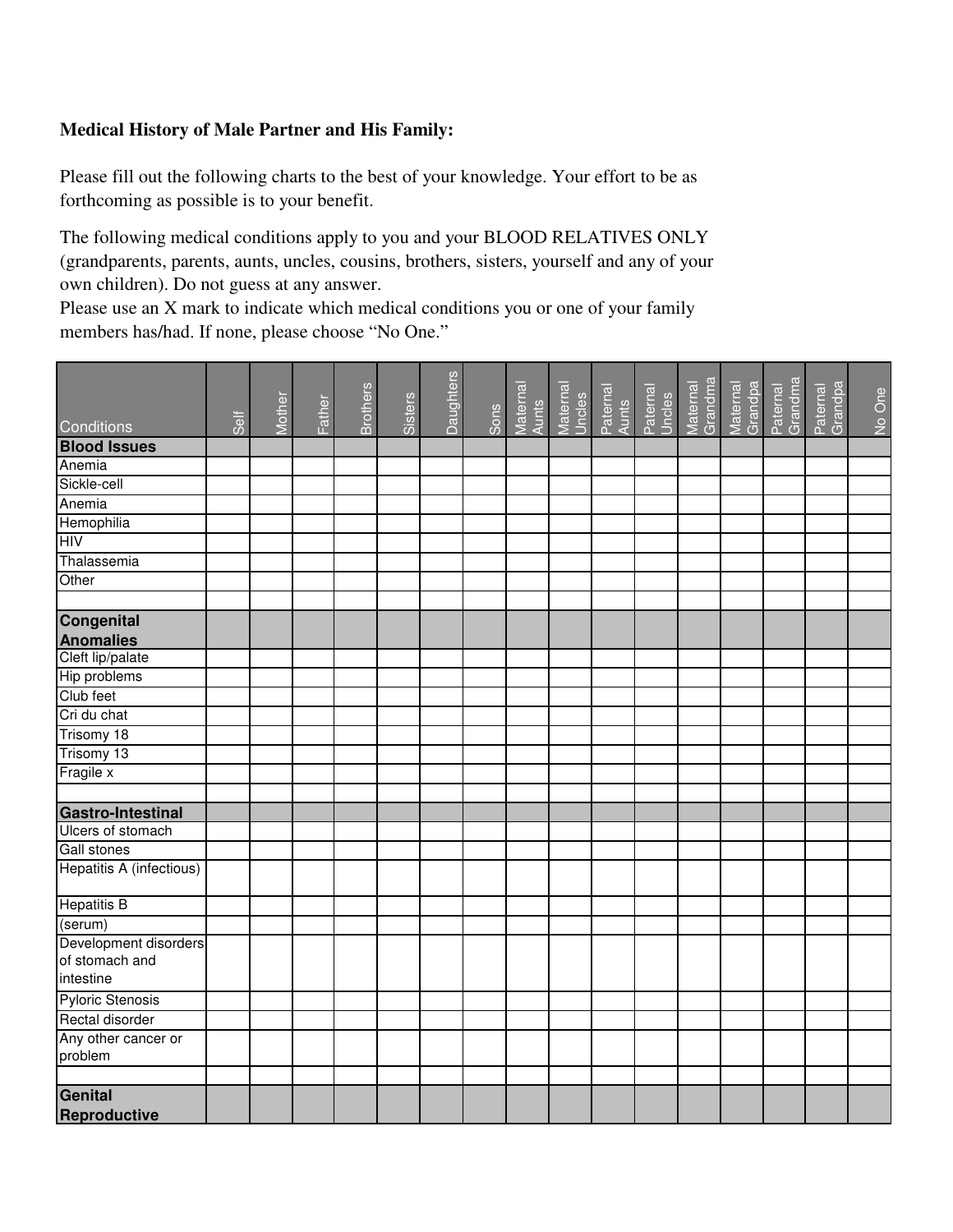**Medical History of Male Partner and His Family:**

Please fill out the following charts to the best of your knowledge. Your effort to be as forthcoming as possible is to your benefit.

The following medical conditions apply to you and your BLOOD RELATIVES ONLY (grandparents, parents, aunts, uncles, cousins, brothers, sisters, yourself and any of your own children). Do not guess at any answer.

Please use an X mark to indicate which medical conditions you or one of your family members has/had. If none, please choose "No One."

| Conditions | Self | Mother | Father | Brothers | Sisters | Daughters | Sons | Maternal Aunts | Maternal Uncles | Paternal Aunts | Paternal Uncles | Maternal Grandma | Maternal Grandpa | Paternal Grandma | Paternal Grandpa | No One |
|---|---|---|---|---|---|---|---|---|---|---|---|---|---|---|---|---|
| **Blood Issues** | | | | | | | | | | | | | | | | |
| Anemia | | | | | | | | | | | | | | | | |
| Sickle-cell | | | | | | | | | | | | | | | | |
| Anemia | | | | | | | | | | | | | | | | |
| Hemophilia | | | | | | | | | | | | | | | | |
| HIV | | | | | | | | | | | | | | | | |
| Thalassemia | | | | | | | | | | | | | | | | |
| Other | | | | | | | | | | | | | | | | |
| | | | | | | | | | | | | | | | | |
| **Congenital Anomalies** | | | | | | | | | | | | | | | | |
| Cleft lip/palate | | | | | | | | | | | | | | | | |
| Hip problems | | | | | | | | | | | | | | | | |
| Club feet | | | | | | | | | | | | | | | | |
| Cri du chat | | | | | | | | | | | | | | | | |
| Trisomy 18 | | | | | | | | | | | | | | | | |
| Trisomy 13 | | | | | | | | | | | | | | | | |
| Fragile x | | | | | | | | | | | | | | | | |
| | | | | | | | | | | | | | | | | |
| **Gastro-Intestinal** | | | | | | | | | | | | | | | | |
| Ulcers of stomach | | | | | | | | | | | | | | | | |
| Gall stones | | | | | | | | | | | | | | | | |
| Hepatitis A (infectious) | | | | | | | | | | | | | | | | |
| Hepatitis B | | | | | | | | | | | | | | | | |
| (serum) | | | | | | | | | | | | | | | | |
| Development disorders of stomach and intestine | | | | | | | | | | | | | | | | |
| Pyloric Stenosis | | | | | | | | | | | | | | | | |
| Rectal disorder | | | | | | | | | | | | | | | | |
| Any other cancer or problem | | | | | | | | | | | | | | | | |
| | | | | | | | | | | | | | | | | |
| **Genital Reproductive** | | | | | | | | | | | | | | | | |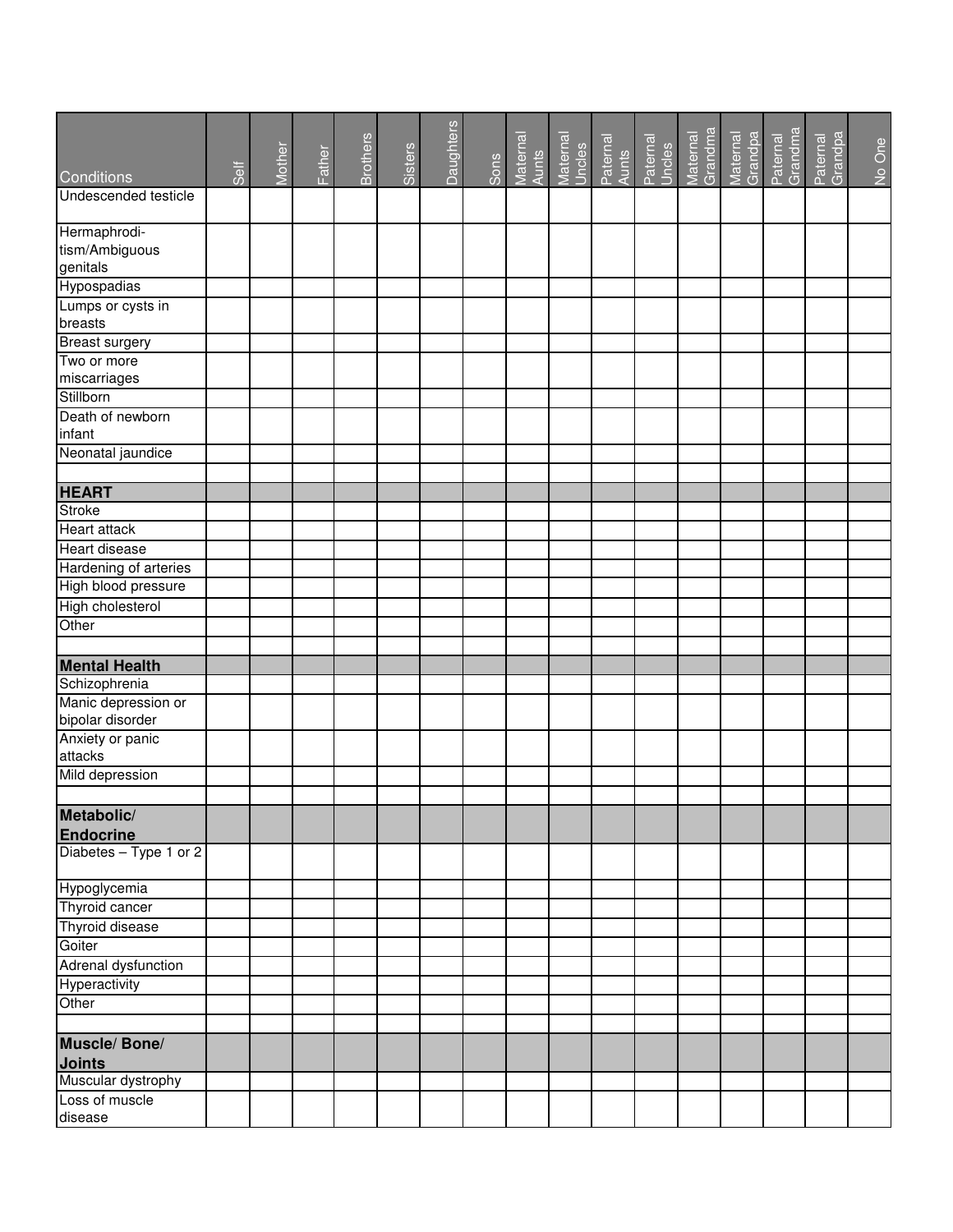| Conditions | Self | Mother | Father | Brothers | Sisters | Daughters | Sons | Maternal Aunts | Maternal Uncles | Paternal Aunts | Paternal Uncles | Maternal Grandma | Maternal Grandpa | Paternal Grandma | Paternal Grandpa | No One |
|---|---|---|---|---|---|---|---|---|---|---|---|---|---|---|---|---|
| Undescended testicle | | | | | | | | | | | | | | | | |
| Hermaphroditism/Ambiguous genitals | | | | | | | | | | | | | | | | |
| Hypospadias | | | | | | | | | | | | | | | | |
| Lumps or cysts in breasts | | | | | | | | | | | | | | | | |
| Breast surgery | | | | | | | | | | | | | | | | |
| Two or more miscarriages | | | | | | | | | | | | | | | | |
| Stillborn | | | | | | | | | | | | | | | | |
| Death of newborn infant | | | | | | | | | | | | | | | | |
| Neonatal jaundice | | | | | | | | | | | | | | | | |
| | | | | | | | | | | | | | | | | |
| **HEART** | | | | | | | | | | | | | | | | |
| Stroke | | | | | | | | | | | | | | | | |
| Heart attack | | | | | | | | | | | | | | | | |
| Heart disease | | | | | | | | | | | | | | | | |
| Hardening of arteries | | | | | | | | | | | | | | | | |
| High blood pressure | | | | | | | | | | | | | | | | |
| High cholesterol | | | | | | | | | | | | | | | | |
| Other | | | | | | | | | | | | | | | | |
| | | | | | | | | | | | | | | | | |
| **Mental Health** | | | | | | | | | | | | | | | | |
| Schizophrenia | | | | | | | | | | | | | | | | |
| Manic depression or bipolar disorder | | | | | | | | | | | | | | | | |
| Anxiety or panic attacks | | | | | | | | | | | | | | | | |
| Mild depression | | | | | | | | | | | | | | | | |
| | | | | | | | | | | | | | | | | |
| **Metabolic/ Endocrine** | | | | | | | | | | | | | | | | |
| Diabetes – Type 1 or 2 | | | | | | | | | | | | | | | | |
| Hypoglycemia | | | | | | | | | | | | | | | | |
| Thyroid cancer | | | | | | | | | | | | | | | | |
| Thyroid disease | | | | | | | | | | | | | | | | |
| Goiter | | | | | | | | | | | | | | | | |
| Adrenal dysfunction | | | | | | | | | | | | | | | | |
| Hyperactivity | | | | | | | | | | | | | | | | |
| Other | | | | | | | | | | | | | | | | |
| | | | | | | | | | | | | | | | | |
| **Muscle/ Bone/ Joints** | | | | | | | | | | | | | | | | |
| Muscular dystrophy | | | | | | | | | | | | | | | | |
| Loss of muscle disease | | | | | | | | | | | | | | | | |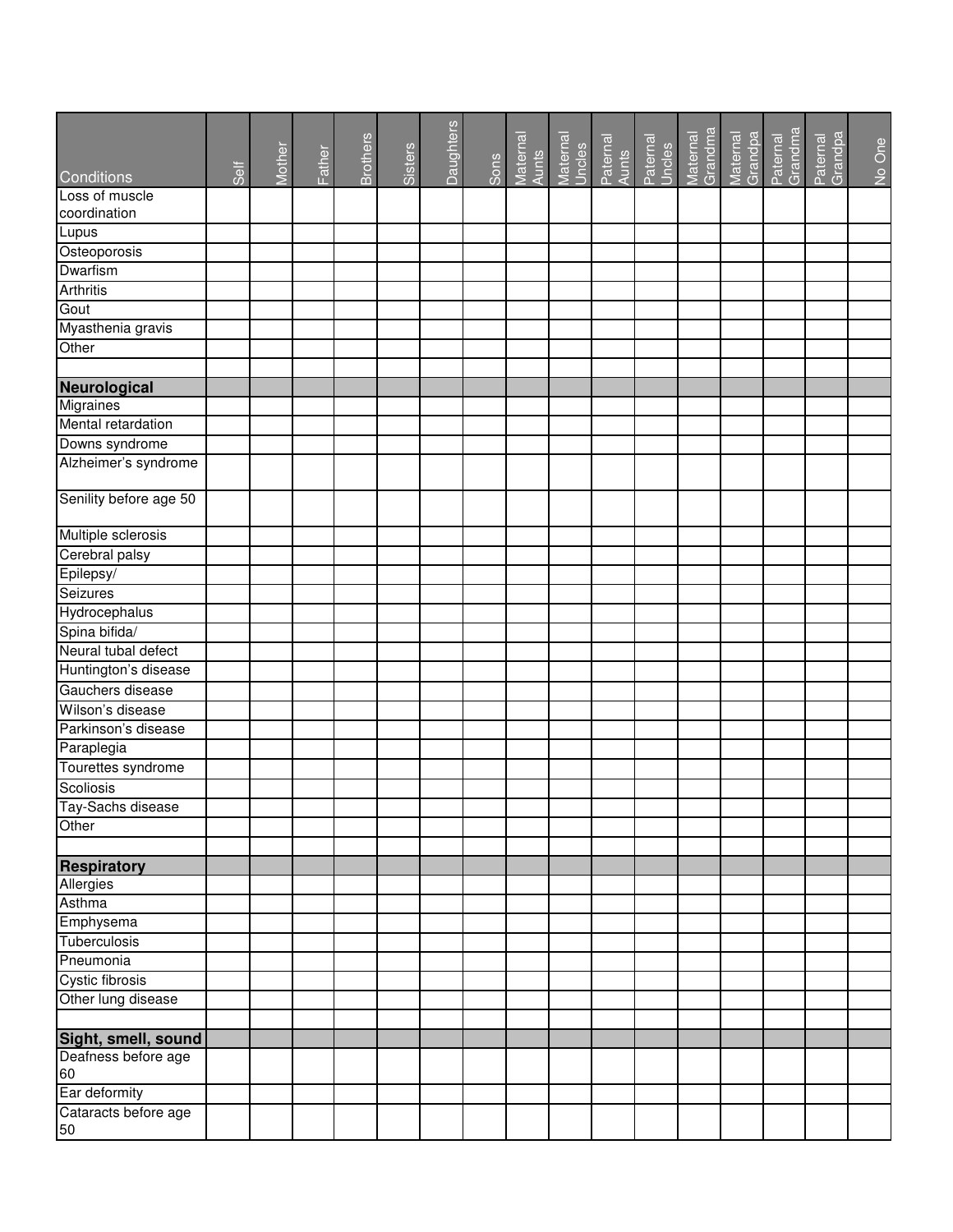| Conditions | Self | Mother | Father | Brothers | Sisters | Daughters | Sons | Maternal Aunts | Maternal Uncles | Paternal Aunts | Paternal Uncles | Maternal Grandma | Maternal Grandpa | Paternal Grandma | Paternal Grandpa | No One |
|---|---|---|---|---|---|---|---|---|---|---|---|---|---|---|---|---|
| Loss of muscle coordination | | | | | | | | | | | | | | | | |
| Lupus | | | | | | | | | | | | | | | | |
| Osteoporosis | | | | | | | | | | | | | | | | |
| Dwarfism | | | | | | | | | | | | | | | | |
| Arthritis | | | | | | | | | | | | | | | | |
| Gout | | | | | | | | | | | | | | | | |
| Myasthenia gravis | | | | | | | | | | | | | | | | |
| Other | | | | | | | | | | | | | | | | |
| | | | | | | | | | | | | | | | | |
| **Neurological** | | | | | | | | | | | | | | | | |
| Migraines | | | | | | | | | | | | | | | | |
| Mental retardation | | | | | | | | | | | | | | | | |
| Downs syndrome | | | | | | | | | | | | | | | | |
| Alzheimer's syndrome | | | | | | | | | | | | | | | | |
| Senility before age 50 | | | | | | | | | | | | | | | | |
| Multiple sclerosis | | | | | | | | | | | | | | | | |
| Cerebral palsy | | | | | | | | | | | | | | | | |
| Epilepsy/ | | | | | | | | | | | | | | | | |
| Seizures | | | | | | | | | | | | | | | | |
| Hydrocephalus | | | | | | | | | | | | | | | | |
| Spina bifida/ | | | | | | | | | | | | | | | | |
| Neural tubal defect | | | | | | | | | | | | | | | | |
| Huntington's disease | | | | | | | | | | | | | | | | |
| Gauchers disease | | | | | | | | | | | | | | | | |
| Wilson's disease | | | | | | | | | | | | | | | | |
| Parkinson's disease | | | | | | | | | | | | | | | | |
| Paraplegia | | | | | | | | | | | | | | | | |
| Tourettes syndrome | | | | | | | | | | | | | | | | |
| Scoliosis | | | | | | | | | | | | | | | | |
| Tay-Sachs disease | | | | | | | | | | | | | | | | |
| Other | | | | | | | | | | | | | | | | |
| | | | | | | | | | | | | | | | | |
| **Respiratory** | | | | | | | | | | | | | | | | |
| Allergies | | | | | | | | | | | | | | | | |
| Asthma | | | | | | | | | | | | | | | | |
| Emphysema | | | | | | | | | | | | | | | | |
| Tuberculosis | | | | | | | | | | | | | | | | |
| Pneumonia | | | | | | | | | | | | | | | | |
| Cystic fibrosis | | | | | | | | | | | | | | | | |
| Other lung disease | | | | | | | | | | | | | | | | |
| | | | | | | | | | | | | | | | | |
| **Sight, smell, sound** | | | | | | | | | | | | | | | | |
| Deafness before age 60 | | | | | | | | | | | | | | | | |
| Ear deformity | | | | | | | | | | | | | | | | |
| Cataracts before age 50 | | | | | | | | | | | | | | | | |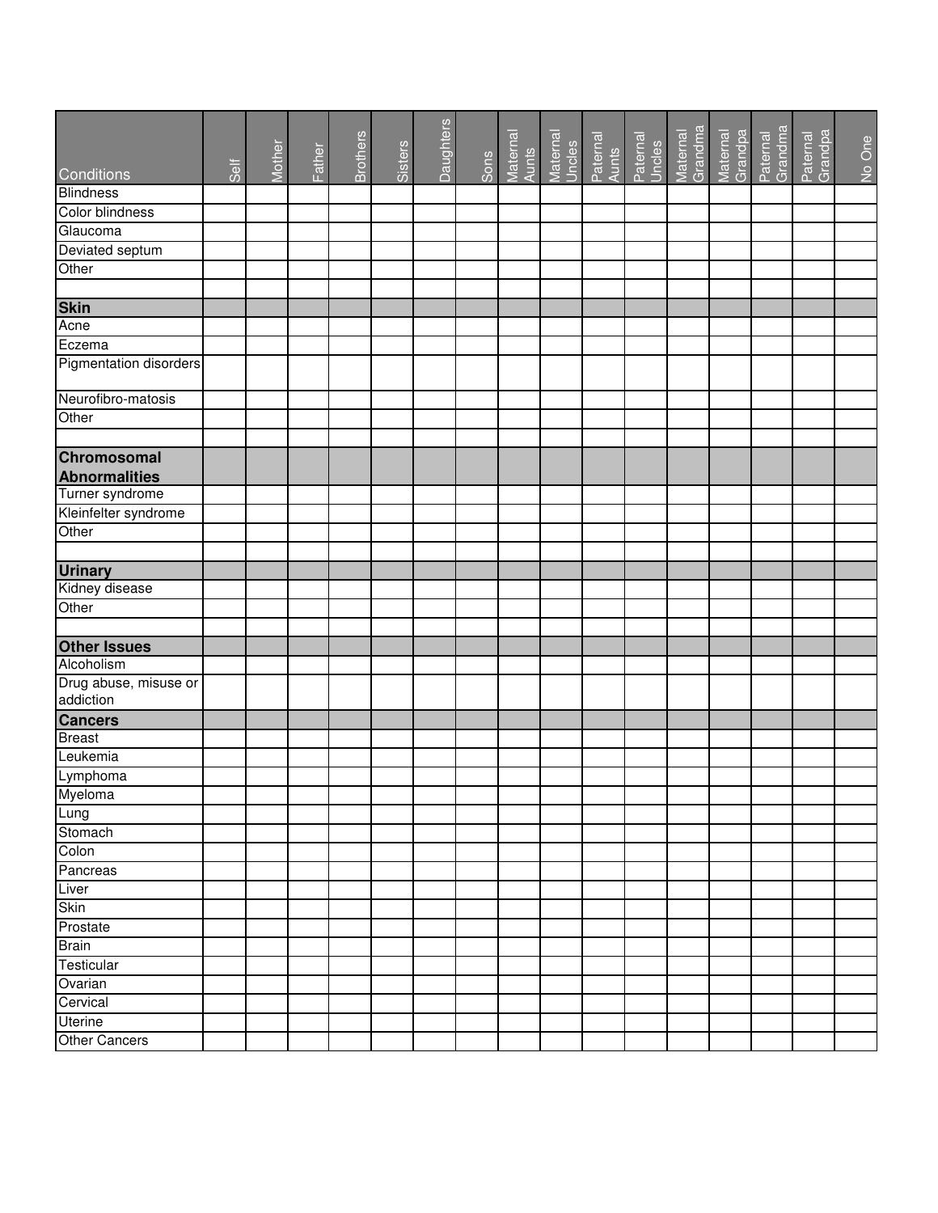| Conditions | Self | Mother | Father | Brothers | Sisters | Daughters | Sons | Maternal Aunts | Maternal Uncles | Paternal Aunts | Paternal Uncles | Maternal Grandma | Maternal Grandpa | Paternal Grandma | Paternal Grandpa | No One |
|---|---|---|---|---|---|---|---|---|---|---|---|---|---|---|---|---|
| Blindness | | | | | | | | | | | | | | | | |
| Color blindness | | | | | | | | | | | | | | | | |
| Glaucoma | | | | | | | | | | | | | | | | |
| Deviated septum | | | | | | | | | | | | | | | | |
| Other | | | | | | | | | | | | | | | | |
| | | | | | | | | | | | | | | | | |
| **Skin** | | | | | | | | | | | | | | | | |
| Acne | | | | | | | | | | | | | | | | |
| Eczema | | | | | | | | | | | | | | | | |
| Pigmentation disorders | | | | | | | | | | | | | | | | |
| Neurofibro-matosis | | | | | | | | | | | | | | | | |
| Other | | | | | | | | | | | | | | | | |
| | | | | | | | | | | | | | | | | |
| **Chromosomal Abnormalities** | | | | | | | | | | | | | | | | |
| Turner syndrome | | | | | | | | | | | | | | | | |
| Kleinfelter syndrome | | | | | | | | | | | | | | | | |
| Other | | | | | | | | | | | | | | | | |
| | | | | | | | | | | | | | | | | |
| **Urinary** | | | | | | | | | | | | | | | | |
| Kidney disease | | | | | | | | | | | | | | | | |
| Other | | | | | | | | | | | | | | | | |
| | | | | | | | | | | | | | | | | |
| **Other Issues** | | | | | | | | | | | | | | | | |
| Alcoholism | | | | | | | | | | | | | | | | |
| Drug abuse, misuse or addiction | | | | | | | | | | | | | | | | |
| **Cancers** | | | | | | | | | | | | | | | | |
| Breast | | | | | | | | | | | | | | | | |
| Leukemia | | | | | | | | | | | | | | | | |
| Lymphoma | | | | | | | | | | | | | | | | |
| Myeloma | | | | | | | | | | | | | | | | |
| Lung | | | | | | | | | | | | | | | | |
| Stomach | | | | | | | | | | | | | | | | |
| Colon | | | | | | | | | | | | | | | | |
| Pancreas | | | | | | | | | | | | | | | | |
| Liver | | | | | | | | | | | | | | | | |
| Skin | | | | | | | | | | | | | | | | |
| Prostate | | | | | | | | | | | | | | | | |
| Brain | | | | | | | | | | | | | | | | |
| Testicular | | | | | | | | | | | | | | | | |
| Ovarian | | | | | | | | | | | | | | | | |
| Cervical | | | | | | | | | | | | | | | | |
| Uterine | | | | | | | | | | | | | | | | |
| Other Cancers | | | | | | | | | | | | | | | | |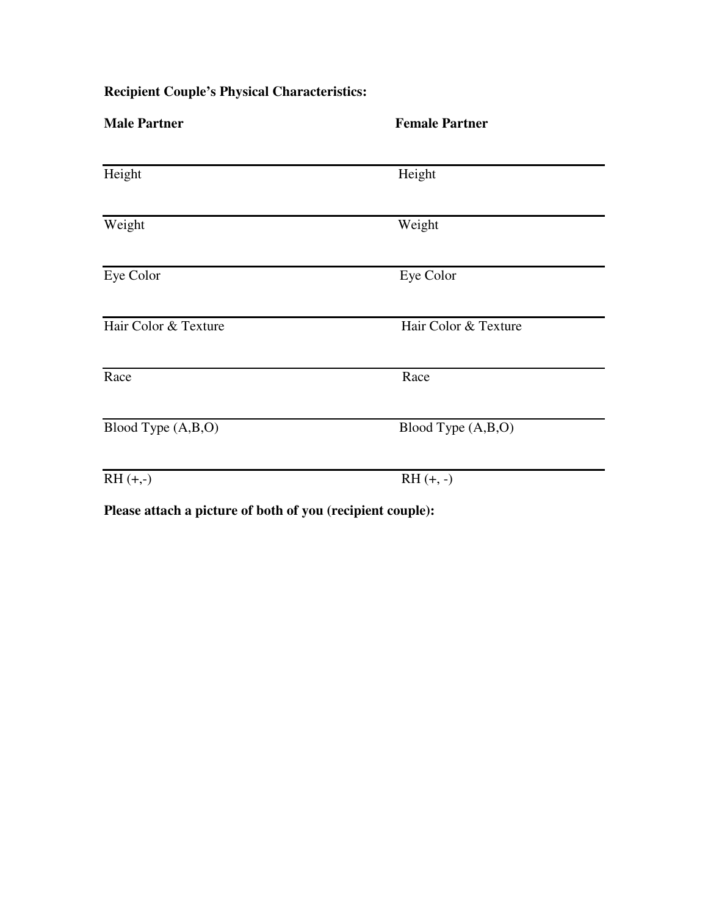**Recipient Couple's Physical Characteristics:**

| **Male Partner** | **Female Partner** |
|---|---|
| Height | Height |
| Weight | Weight |
| Eye Color | Eye Color |
| Hair Color & Texture | Hair Color & Texture |
| Race | Race |
| Blood Type (A,B,O) | Blood Type (A,B,O) |
| RH (+,-) | RH (+, -) |

**Please attach a picture of both of you (recipient couple):**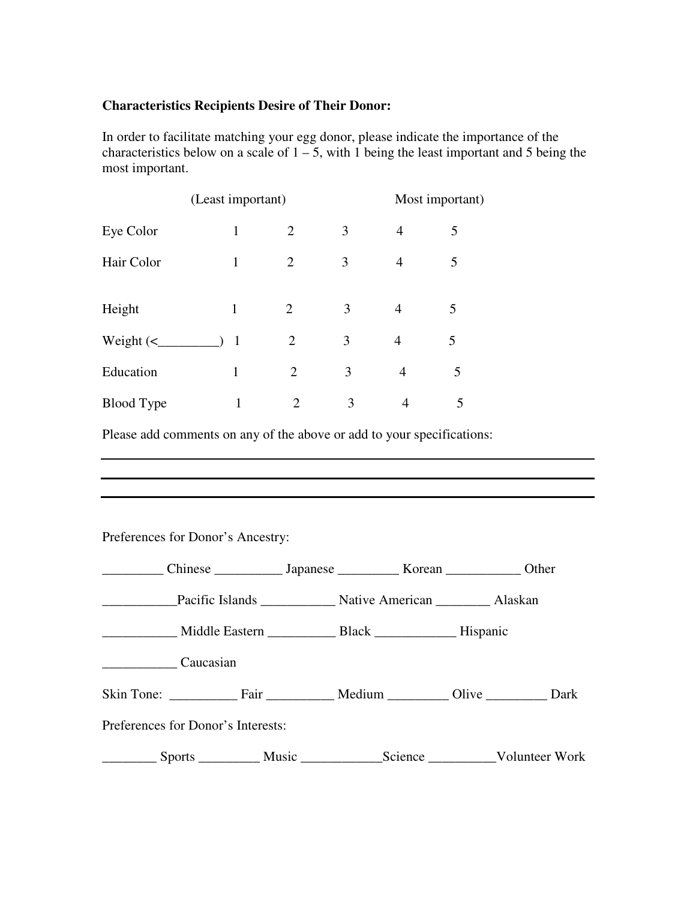**Characteristics Recipients Desire of Their Donor:**

In order to facilitate matching your egg donor, please indicate the importance of the characteristics below on a scale of 1 – 5, with 1 being the least important and 5 being the most important.

| | (Least important) | | | Most important) |
|---|---|---|---|---|
| Eye Color | 1 | 2 | 3 | 4 | 5 |
| Hair Color | 1 | 2 | 3 | 4 | 5 |
| Height | 1 | 2 | 3 | 4 | 5 |
| Weight (<_________) | 1 | 2 | 3 | 4 | 5 |
| Education | 1 | 2 | 3 | 4 | 5 |
| Blood Type | 1 | 2 | 3 | 4 | 5 |

Please add comments on any of the above or add to your specifications:

_______________________________________________________________

_______________________________________________________________

_______________________________________________________________

Preferences for Donor's Ancestry:

_________ Chinese __________ Japanese _________ Korean ___________ Other

___________Pacific Islands ___________ Native American ________ Alaskan

___________ Middle Eastern __________ Black ____________ Hispanic

___________ Caucasian

Skin Tone: __________ Fair __________ Medium _________ Olive _________ Dark

Preferences for Donor's Interests:

________ Sports _________ Music ____________Science __________Volunteer Work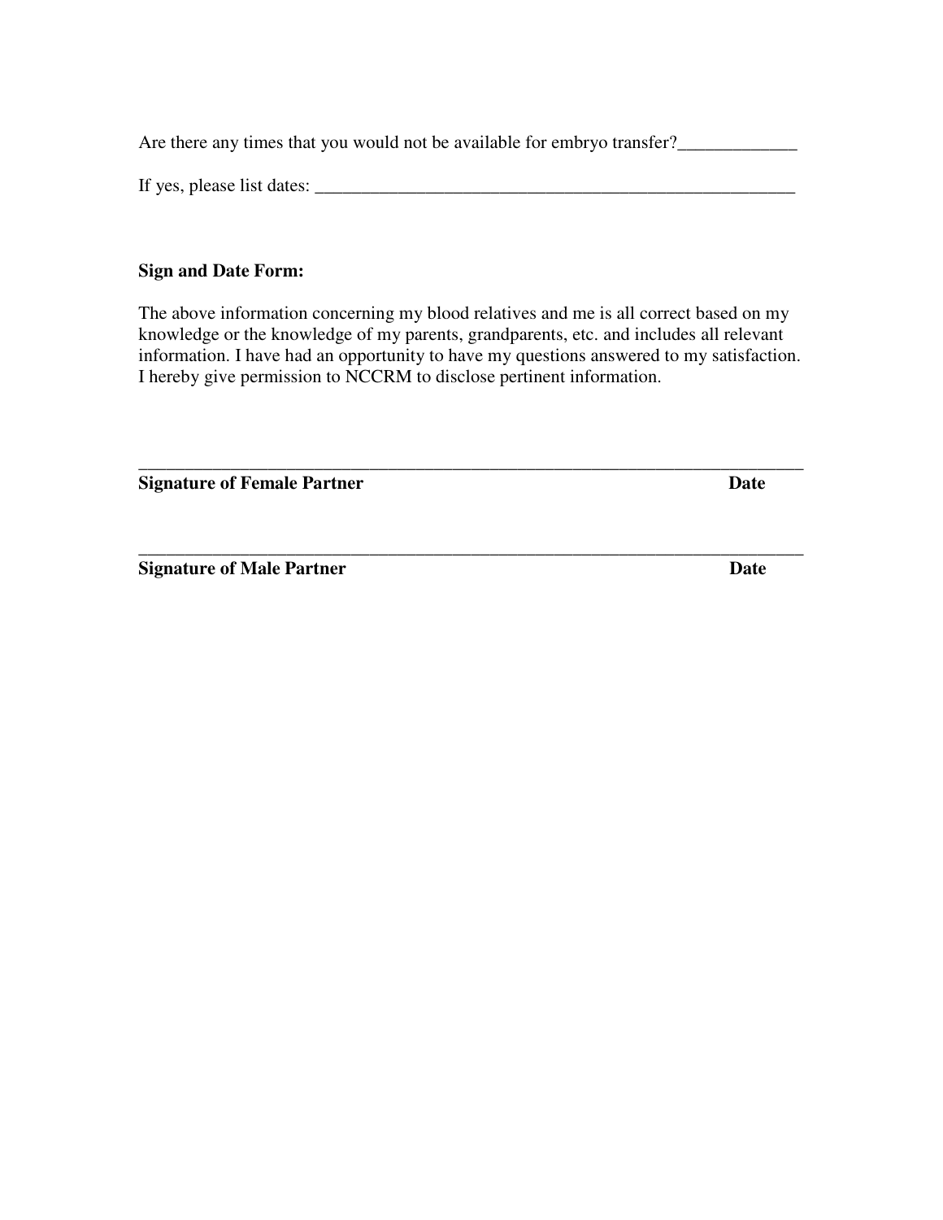Are there any times that you would not be available for embryo transfer?_____________

If yes, please list dates: _______________________________________________________

**Sign and Date Form:**

The above information concerning my blood relatives and me is all correct based on my knowledge or the knowledge of my parents, grandparents, etc. and includes all relevant information. I have had an opportunity to have my questions answered to my satisfaction. I hereby give permission to NCCRM to disclose pertinent information.

___________________________________________________________________________

**Signature of Female Partner** **Date**

___________________________________________________________________________

**Signature of Male Partner** **Date**